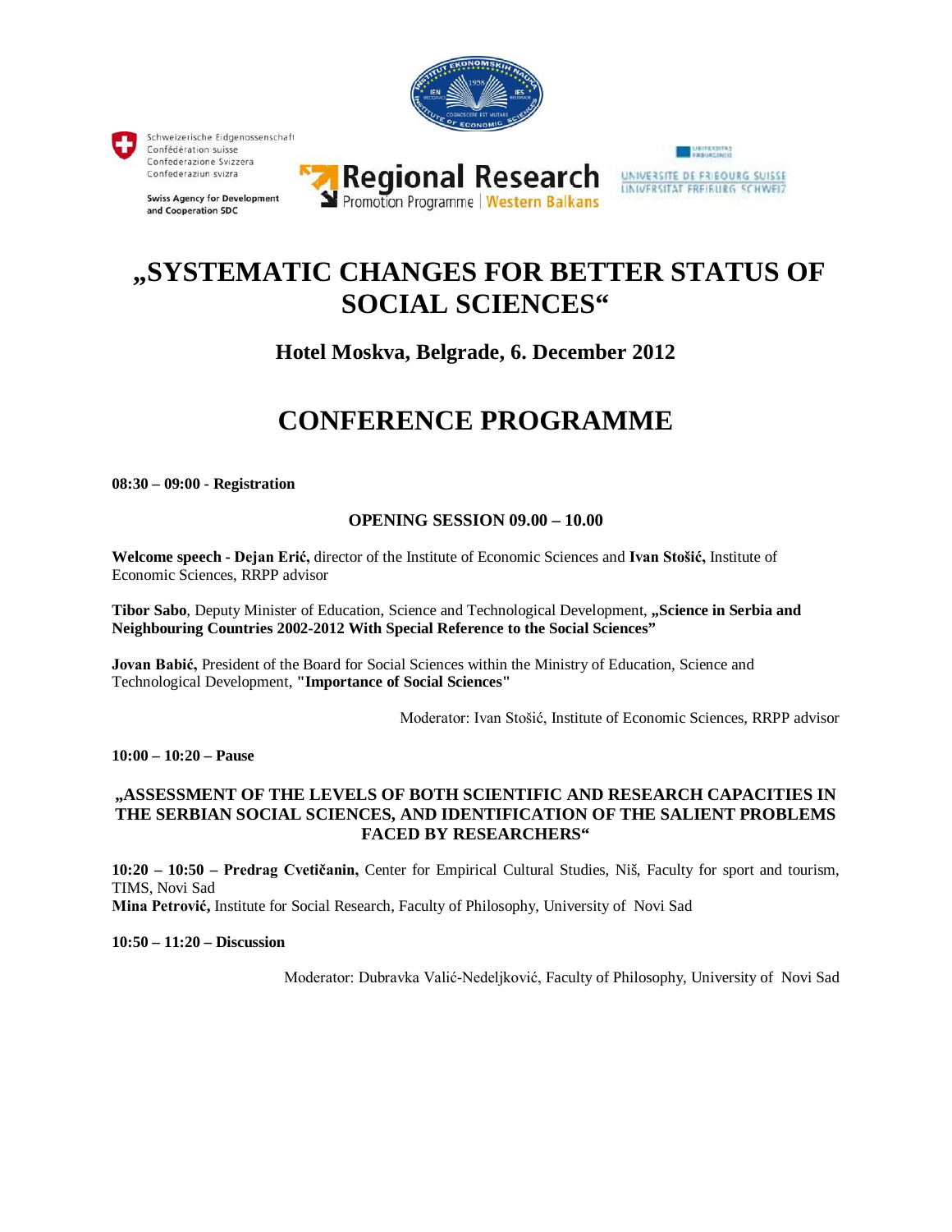Schweizerische Eidgenossenschaft
Confédération suisse
Confederazione Svizzera
Confederaziun svizra

Swiss Agency for Development and Cooperation SDC

Regional Research Promotion Programme | Western Balkans

UNIVERSITÉ DE FRIBOURG SUISSE
UNIVERSITÄT FREIBURG SCHWEIZ

# „SYSTEMATIC CHANGES FOR BETTER STATUS OF SOCIAL SCIENCES"

## Hotel Moskva, Belgrade, 6. December 2012

# CONFERENCE PROGRAMME

**08:30 – 09:00 - Registration**

### OPENING SESSION 09.00 – 10.00

**Welcome speech - Dejan Erić,** director of the Institute of Economic Sciences and **Ivan Stošić,** Institute of Economic Sciences, RRPP advisor

**Tibor Sabo**, Deputy Minister of Education, Science and Technological Development, **„Science in Serbia and Neighbouring Countries 2002-2012 With Special Reference to the Social Sciences"**

**Jovan Babić,** President of the Board for Social Sciences within the Ministry of Education, Science and Technological Development, **"Importance of Social Sciences"**

Moderator: Ivan Stošić, Institute of Economic Sciences, RRPP advisor

**10:00 – 10:20 – Pause**

### „ASSESSMENT OF THE LEVELS OF BOTH SCIENTIFIC AND RESEARCH CAPACITIES IN THE SERBIAN SOCIAL SCIENCES, AND IDENTIFICATION OF THE SALIENT PROBLEMS FACED BY RESEARCHERS"

**10:20 – 10:50 – Predrag Cvetičanin,** Center for Empirical Cultural Studies, Niš, Faculty for sport and tourism, TIMS, Novi Sad
**Mina Petrović,** Institute for Social Research, Faculty of Philosophy, University of Novi Sad

**10:50 – 11:20 – Discussion**

Moderator: Dubravka Valić-Nedeljković, Faculty of Philosophy, University of Novi Sad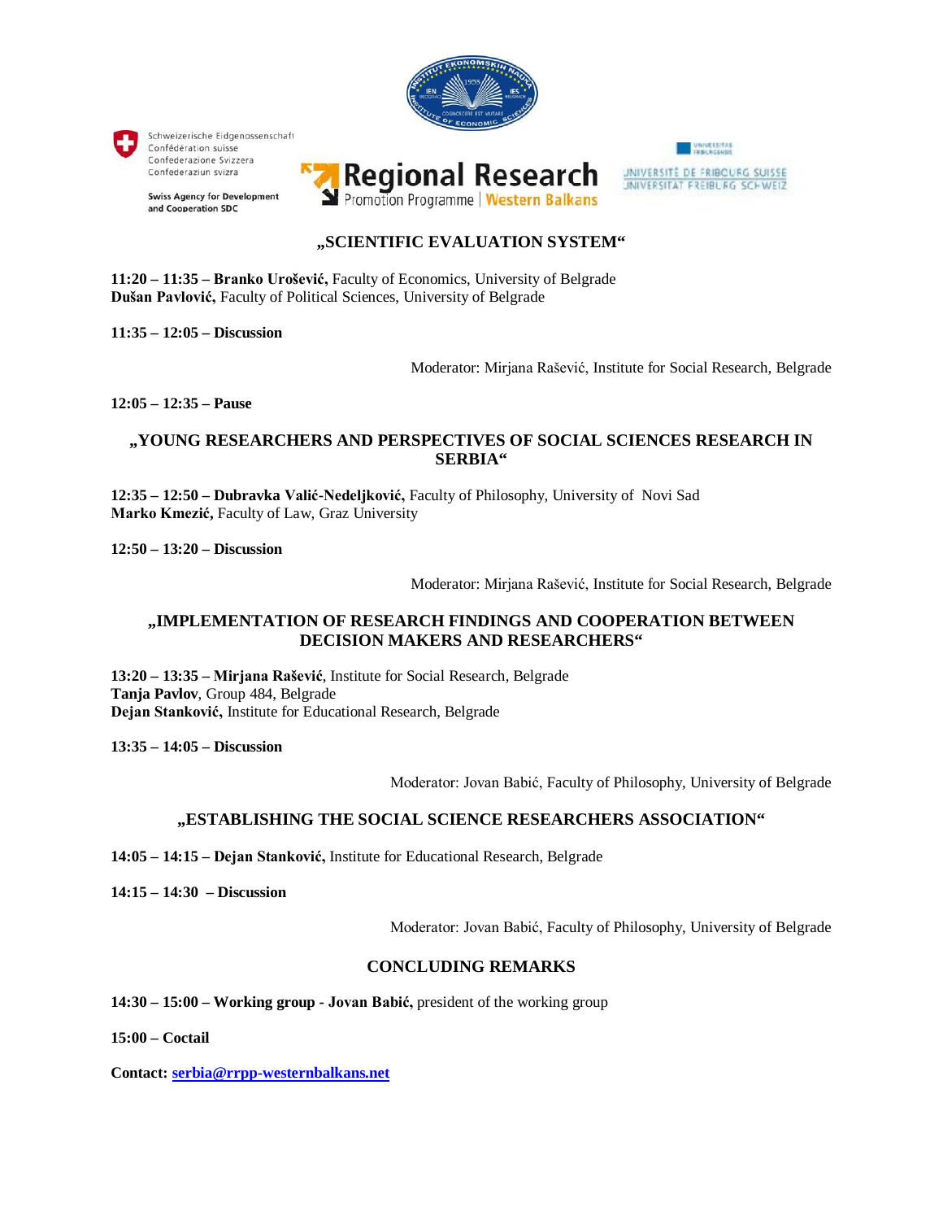Schweizerische Eidgenossenschaft
Confédération suisse
Confederazione Svizzera
Confederaziun svizra

Swiss Agency for Development and Cooperation SDC

Regional Research Promotion Programme | Western Balkans

UNIVERSITÉ DE FRIBOURG SUISSE
UNIVERSITÄT FREIBURG SCHWEIZ

## „SCIENTIFIC EVALUATION SYSTEM"

**11:20 – 11:35 – Branko Urošević,** Faculty of Economics, University of Belgrade
**Dušan Pavlović,** Faculty of Political Sciences, University of Belgrade

**11:35 – 12:05 – Discussion**

Moderator: Mirjana Rašević, Institute for Social Research, Belgrade

**12:05 – 12:35 – Pause**

## „YOUNG RESEARCHERS AND PERSPECTIVES OF SOCIAL SCIENCES RESEARCH IN SERBIA"

**12:35 – 12:50 – Dubravka Valić-Nedeljković,** Faculty of Philosophy, University of Novi Sad
**Marko Kmezić,** Faculty of Law, Graz University

**12:50 – 13:20 – Discussion**

Moderator: Mirjana Rašević, Institute for Social Research, Belgrade

## „IMPLEMENTATION OF RESEARCH FINDINGS AND COOPERATION BETWEEN DECISION MAKERS AND RESEARCHERS"

**13:20 – 13:35 – Mirjana Rašević**, Institute for Social Research, Belgrade
**Tanja Pavlov**, Group 484, Belgrade
**Dejan Stanković,** Institute for Educational Research, Belgrade

**13:35 – 14:05 – Discussion**

Moderator: Jovan Babić, Faculty of Philosophy, University of Belgrade

## „ESTABLISHING THE SOCIAL SCIENCE RESEARCHERS ASSOCIATION"

**14:05 – 14:15 – Dejan Stanković,** Institute for Educational Research, Belgrade

**14:15 – 14:30 – Discussion**

Moderator: Jovan Babić, Faculty of Philosophy, University of Belgrade

## CONCLUDING REMARKS

**14:30 – 15:00 – Working group - Jovan Babić,** president of the working group

**15:00 – Coctail**

**Contact:** serbia@rrpp-westernbalkans.net